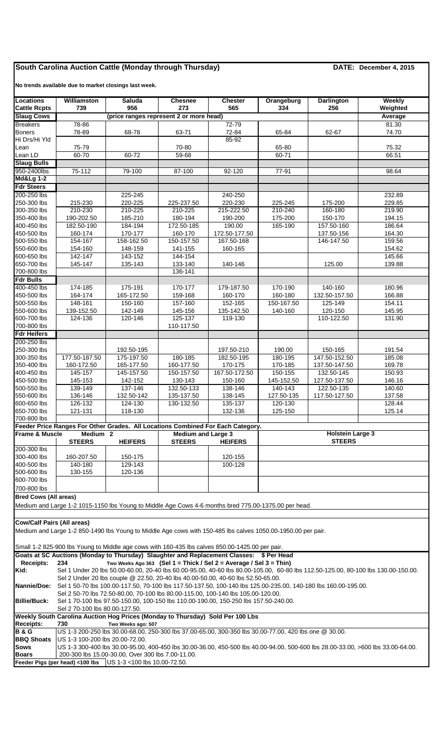# South Carolina Auction Cattle (Monday through Thursday) — DATE: December 4, 2015

No trends available due to market closings last week.

| Locations | Williamston | Saluda | Chesnee | Chester | Orangeburg | Darlington | Weekly |
|---|---|---|---|---|---|---|---|
| Cattle Rcpts | 739 | 956 | 273 | 565 | 334 | 256 | Weighted |
| **Slaug Cows** | (price ranges represent 2 or more head) | | | | | | Average |
| Breakers | 78-86 | | | 72-79 | | | 81.30 |
| Boners | 78-89 | 68-78 | 63-71 | 72-84 | 65-84 | 62-67 | 74.70 |
| Hi Drs/Hi Yld | | | | 85-92 | | | |
| Lean | 75-79 | | 70-80 | | 65-80 | | 75.32 |
| Lean LD | 60-70 | 60-72 | 59-68 | | 60-71 | | 66.51 |
| **Slaug Bulls** | | | | | | | |
| 950-2400lbs | 75-112 | 79-100 | 87-100 | 92-120 | 77-91 | | 98.64 |
| **Md&Lg 1-2** | | | | | | | |
| **Fdr Steers** | | | | | | | |
| 200-250 lbs | | 225-245 | | 240-250 | | | 232.89 |
| 250-300 lbs | 215-230 | 220-225 | 225-237.50 | 220-230 | 225-245 | 175-200 | 229.85 |
| 300-350 lbs | 210-230 | 210-225 | 210-225 | 215-222.50 | 210-240 | 160-180 | 219.90 |
| 350-400 lbs | 190-202.50 | 185-210 | 180-194 | 190-200 | 175-200 | 150-170 | 194.15 |
| 400-450 lbs | 182.50-190 | 184-194 | 172.50-185 | 190.00 | 165-190 | 157.50-160 | 186.64 |
| 450-500 lbs | 160-174 | 170-177 | 160-170 | 172.50-177.50 | | 137.50-156 | 164.30 |
| 500-550 lbs | 154-167 | 158-162.50 | 150-157.50 | 167.50-168 | | 146-147.50 | 159.56 |
| 550-600 lbs | 154-160 | 148-159 | 141-155 | 160-165 | | | 154.62 |
| 600-650 lbs | 142-147 | 143-152 | 144-154 | | | | 145.66 |
| 650-700 lbs | 145-147 | 135-143 | 133-140 | 140-146 | | 125.00 | 139.88 |
| 700-800 lbs | | | 136-141 | | | | |
| **Fdr Bulls** | | | | | | | |
| 400-450 lbs | 174-185 | 175-191 | 170-177 | 179-187.50 | 170-190 | 140-160 | 180.96 |
| 450-500 lbs | 164-174 | 165-172.50 | 159-168 | 160-170 | 160-180 | 132.50-157.50 | 166.88 |
| 500-550 lbs | 148-161 | 150-160 | 157-160 | 152-165 | 150-167.50 | 125-149 | 154.11 |
| 550-600 lbs | 139-152.50 | 142-149 | 145-156 | 135-142.50 | 140-160 | 120-150 | 145.95 |
| 600-700 lbs | 124-136 | 120-146 | 125-137 | 119-130 | | 110-122.50 | 131.90 |
| 700-800 lbs | | | 110-117.50 | | | | |
| **Fdr Heifers** | | | | | | | |
| 200-250 lbs | | | | | | | |
| 250-300 lbs | | 192.50-195 | | 197.50-210 | 190.00 | 150-165 | 191.54 |
| 300-350 lbs | 177.50-187.50 | 175-197.50 | 180-185 | 182.50-195 | 180-195 | 147.50-152.50 | 185.08 |
| 350-400 lbs | 160-172.50 | 165-177.50 | 160-177.50 | 170-175 | 170-185 | 137.50-147.50 | 169.78 |
| 400-450 lbs | 145-157 | 145-157.50 | 150-157.50 | 167.50-172.50 | 150-155 | 132.50-145 | 150.93 |
| 450-500 lbs | 145-153 | 142-152 | 130-143 | 150-160 | 145-152.50 | 127.50-137.50 | 146.16 |
| 500-550 lbs | 139-149 | 137-146 | 132.50-133 | 138-146 | 140-143 | 122.50-135 | 140.60 |
| 550-600 lbs | 136-146 | 132.50-142 | 135-137.50 | 138-145 | 127.50-135 | 117.50-127.50 | 137.58 |
| 600-650 lbs | 126-132 | 124-130 | 130-132.50 | 135-137 | 120-130 | | 128.44 |
| 650-700 lbs | 121-131 | 118-130 | | 132-136 | 125-150 | | 125.14 |
| 700-800 lbs | | | | | | | |

**Feeder Price Ranges For Other Grades. All Locations Combined For Each Category.**

| Frame & Muscle | Medium 2 | | Medium and Large 3 | | Holstein Large 3 |
|---|---|---|---|---|---|
| | STEERS | HEIFERS | STEERS | HEIFERS | STEERS |
| 200-300 lbs | | | | | |
| 300-400 lbs | 160-207.50 | 150-175 | | 120-155 | |
| 400-500 lbs | 140-180 | 129-143 | | 100-128 | |
| 500-600 lbs | 130-155 | 120-136 | | | |
| 600-700 lbs | | | | | |
| 700-800 lbs | | | | | |

**Bred Cows (All areas)**

Medium and Large 1-2 1015-1150 lbs Young to Middle Age Cows 4-6 months bred 775.00-1375.00 per head.

**Cow/Calf Pairs (All areas)**

Medium and Large 1-2 850-1490 lbs Young to Middle Age cows with 150-485 lbs calves 1050.00-1950.00 per pair.

Small 1-2 825-900 lbs Young to Middle age cows with 160-435 lbs calves 850.00-1425.00 per pair.

**Goats at SC Auctions (Monday to Thursday) Slaughter and Replacement Classes: $ Per Head**

**Receipts:** 234 Two Weeks Ago 363 (Sel 1 = Thick / Sel 2 = Average / Sel 3 = Thin)

**Kid:** Sel 1 Under 20 lbs 50.00-60.00, 20-40 lbs 60.00-95.00, 40-60 lbs 80.00-105.00, 60-80 lbs 112.50-125.00, 80-100 lbs 130.00-150.00.
Sel 2 Under 20 lbs couple @ 22.50, 20-40 lbs 40.00-50.00, 40-60 lbs 52.50-65.00.

**Nannie/Doe:** Sel 1 50-70 lbs 100.00-117.50, 70-100 lbs 117.50-137.50, 100-140 lbs 125.00-235.00, 140-180 lbs 160.00-195.00.
Sel 2 50-70 lbs 72.50-80.00, 70-100 lbs 80.00-115.00, 100-140 lbs 105.00-120.00.

**Billie/Buck:** Sel 1 70-100 lbs 97.50-150.00, 100-150 lbs 110.00-190.00, 150-250 lbs 157.50-240.00.
Sel 2 70-100 lbs 80.00-127.50.

**Weekly South Carolina Auction Hog Prices (Monday to Thursday) Sold Per 100 Lbs**

**Receipts:** 730 Two Weeks ago: 507

**B & G** US 1-3 200-250 lbs 30.00-68.00, 250-300 lbs 37.00-65.00, 300-350 lbs 30.00-77.00, 420 lbs one @ 30.00.

**BBQ Shoats** US 1-3 100-200 lbs 20.00-72.00.

**Sows** US 1-3 300-400 lbs 30.00-95.00, 400-450 lbs 30.00-36.00, 450-500 lbs 40.00-94.00, 500-600 lbs 28.00-33.00, >600 lbs 33.00-64.00.

**Boars** 200-300 lbs 15.00-30.00, Over 300 lbs 7.00-11.00.

**Feeder Pigs (per head) <100 lbs** US 1-3 <100 lbs 10.00-72.50.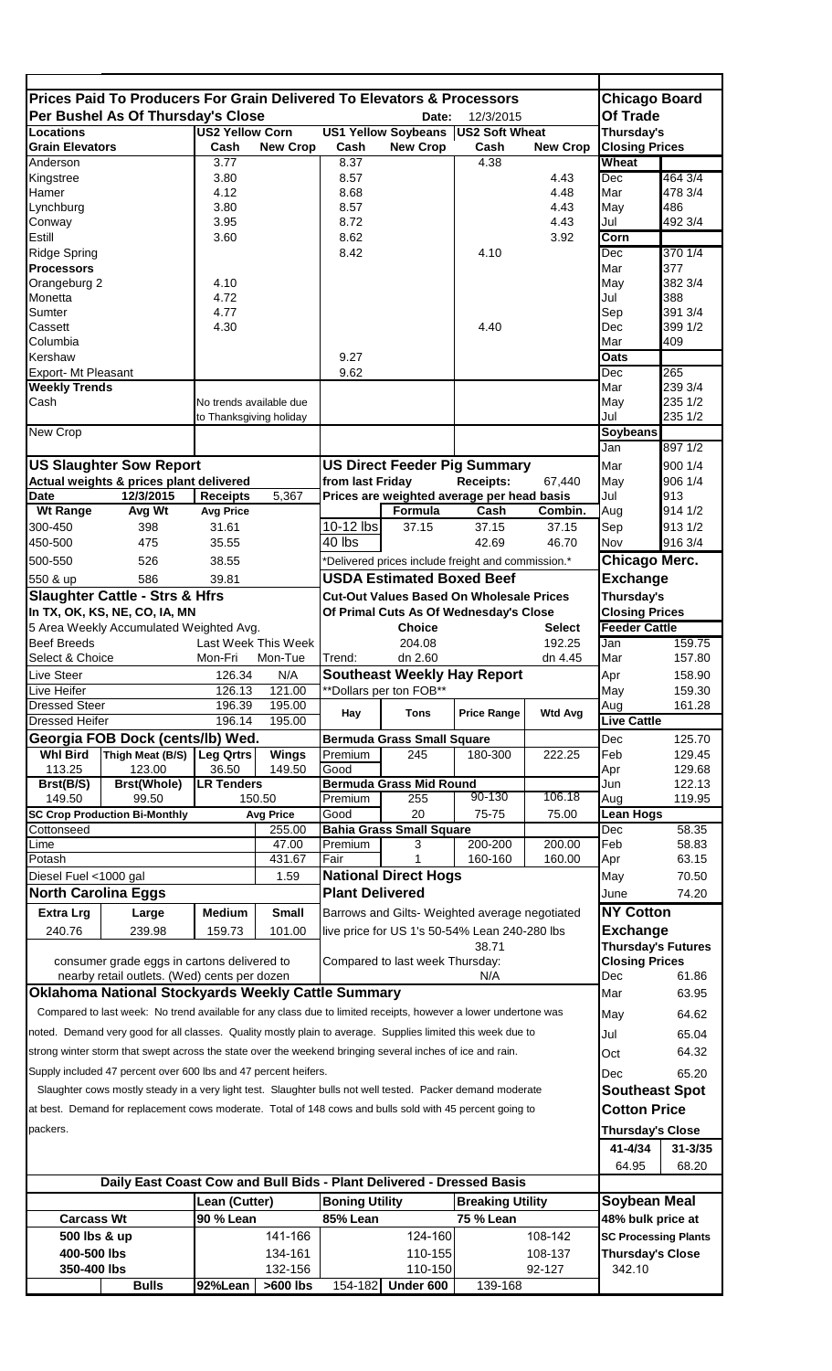## Prices Paid To Producers For Grain Delivered To Elevators & Processors

**Per Bushel As Of Thursday's Close** Date: 12/3/2015

| Locations | US2 Yellow Corn | | US1 Yellow Soybeans | | US2 Soft Wheat | |
|---|---|---|---|---|---|---|
| **Grain Elevators** | **Cash** | **New Crop** | **Cash** | **New Crop** | **Cash** | **New Crop** |
| Anderson | 3.77 | | 8.37 | | 4.38 | |
| Kingstree | 3.80 | | 8.57 | | | 4.43 |
| Hamer | 4.12 | | 8.68 | | | 4.48 |
| Lynchburg | 3.80 | | 8.57 | | | 4.43 |
| Conway | 3.95 | | 8.72 | | | 4.43 |
| Estill | 3.60 | | 8.62 | | | 3.92 |
| Ridge Spring | | | 8.42 | | 4.10 | |
| **Processors** | | | | | | |
| Orangeburg 2 | 4.10 | | | | | |
| Monetta | 4.72 | | | | | |
| Sumter | 4.77 | | | | | |
| Cassett | 4.30 | | | | 4.40 | |
| Columbia | | | | | | |
| Kershaw | | | 9.27 | | | |
| Export- Mt Pleasant | | | 9.62 | | | |
| **Weekly Trends** | | | | | | |
| Cash | No trends available due to Thanksgiving holiday | | | | | |
| New Crop | | | | | | |

## Chicago Board Of Trade

**Thursday's Closing Prices**

| | |
|---|---|
| **Wheat** | |
| Dec | 464 3/4 |
| Mar | 478 3/4 |
| May | 486 |
| Jul | 492 3/4 |
| **Corn** | |
| Dec | 370 1/4 |
| Mar | 377 |
| May | 382 3/4 |
| Jul | 388 |
| Sep | 391 3/4 |
| Dec | 399 1/2 |
| Mar | 409 |
| **Oats** | |
| Dec | 265 |
| Mar | 239 3/4 |
| May | 235 1/2 |
| Jul | 235 1/2 |
| **Soybeans** | |
| Jan | 897 1/2 |
| Mar | 900 1/4 |
| May | 906 1/4 |
| Jul | 913 |
| Aug | 914 1/2 |
| Sep | 913 1/2 |
| Nov | 916 3/4 |

## US Slaughter Sow Report

Actual weights & prices plant delivered

| Date | 12/3/2015 | Receipts | 5,367 |
|---|---|---|---|
| **Wt Range** | **Avg Wt** | **Avg Price** | |
| 300-450 | 398 | 31.61 | |
| 450-500 | 475 | 35.55 | |
| 500-550 | 526 | 38.55 | |
| 550 & up | 586 | 39.81 | |

## US Direct Feeder Pig Summary

from last Friday — Receipts: 67,440

Prices are weighted average per head basis

| | Formula | Cash | Combin. |
|---|---|---|---|
| 10-12 lbs | 37.15 | 37.15 | 37.15 |
| 40 lbs | | 42.69 | 46.70 |

*Delivered prices include freight and commission.*

## Slaughter Cattle - Strs & Hfrs

In TX, OK, KS, NE, CO, IA, MN

5 Area Weekly Accumulated Weighted Avg.

| Beef Breeds | Last Week | This Week |
|---|---|---|
| Select & Choice | Mon-Fri | Mon-Tue |
| Live Steer | 126.34 | N/A |
| Live Heifer | 126.13 | 121.00 |
| Dressed Steer | 196.39 | 195.00 |
| Dressed Heifer | 196.14 | 195.00 |

## USDA Estimated Boxed Beef

Cut-Out Values Based On Wholesale Prices Of Primal Cuts As Of Wednesday's Close

| | Choice | Select |
|---|---|---|
| | 204.08 | 192.25 |
| Trend: | dn 2.60 | dn 4.45 |

## Southeast Weekly Hay Report

**Dollars per ton FOB**

| Hay | Tons | Price Range | Wtd Avg |
|---|---|---|---|
| **Bermuda Grass Small Square** | | | |
| Premium | 245 | 180-300 | 222.25 |
| Good | | | |
| **Bermuda Grass Mid Round** | | | |
| Premium | 255 | 90-130 | 106.18 |
| Good | 20 | 75-75 | 75.00 |
| **Bahia Grass Small Square** | | | |
| Premium | 3 | 200-200 | 200.00 |
| Fair | 1 | 160-160 | 160.00 |

## Georgia FOB Dock (cents/lb) Wed.

| Whl Bird | Thigh Meat (B/S) | Leg Qrtrs | Wings |
|---|---|---|---|
| 113.25 | 123.00 | 36.50 | 149.50 |
| **Brst(B/S)** | **Brst(Whole)** | **LR Tenders** | |
| 149.50 | 99.50 | 150.50 | |

## SC Crop Production Bi-Monthly

| | Avg Price |
|---|---|
| Cottonseed | 255.00 |
| Lime | 47.00 |
| Potash | 431.67 |
| Diesel Fuel <1000 gal | 1.59 |

## National Direct Hogs

**Plant Delivered**

Barrows and Gilts- Weighted average negotiated live price for US 1's 50-54% Lean 240-280 lbs

38.71

Compared to last week Thursday:

N/A

## North Carolina Eggs

| Extra Lrg | Large | Medium | Small |
|---|---|---|---|
| 240.76 | 239.98 | 159.73 | 101.00 |

consumer grade eggs in cartons delivered to nearby retail outlets. (Wed) cents per dozen

## Chicago Merc. Exchange

**Thursday's Closing Prices**

| | |
|---|---|
| **Feeder Cattle** | |
| Jan | 159.75 |
| Mar | 157.80 |
| Apr | 158.90 |
| May | 159.30 |
| Aug | 161.28 |
| **Live Cattle** | |
| Dec | 125.70 |
| Feb | 129.45 |
| Apr | 129.68 |
| Jun | 122.13 |
| Aug | 119.95 |
| **Lean Hogs** | |
| Dec | 58.35 |
| Feb | 58.83 |
| Apr | 63.15 |
| May | 70.50 |
| June | 74.20 |

## NY Cotton Exchange

**Thursday's Futures Closing Prices**

| | |
|---|---|
| Dec | 61.86 |
| Mar | 63.95 |
| May | 64.62 |
| Jul | 65.04 |
| Oct | 64.32 |
| Dec | 65.20 |

## Southeast Spot Cotton Price

**Thursday's Close**

| 41-4/34 | 31-3/35 |
|---|---|
| 64.95 | 68.20 |

## Oklahoma National Stockyards Weekly Cattle Summary

Compared to last week: No trend available for any class due to limited receipts, however a lower undertone was noted. Demand very good for all classes. Quality mostly plain to average. Supplies limited this week due to strong winter storm that swept across the state over the weekend bringing several inches of ice and rain. Supply included 47 percent over 600 lbs and 47 percent heifers.

Slaughter cows mostly steady in a very light test. Slaughter bulls not well tested. Packer demand moderate at best. Demand for replacement cows moderate. Total of 148 cows and bulls sold with 45 percent going to packers.

## Daily East Coast Cow and Bull Bids - Plant Delivered - Dressed Basis

| | | Lean (Cutter) | | Boning Utility | | Breaking Utility | |
|---|---|---|---|---|---|---|---|
| **Carcass Wt** | | **90 % Lean** | | **85% Lean** | | **75 % Lean** | |
| 500 lbs & up | | | 141-166 | | 124-160 | | 108-142 |
| 400-500 lbs | | | 134-161 | | 110-155 | | 108-137 |
| 350-400 lbs | | | 132-156 | | 110-150 | | 92-127 |
| | **Bulls** | **92%Lean** | **>600 lbs** | 154-182 | **Under 600** | 139-168 | |

## Soybean Meal

48% bulk price at SC Processing Plants

Thursday's Close

342.10